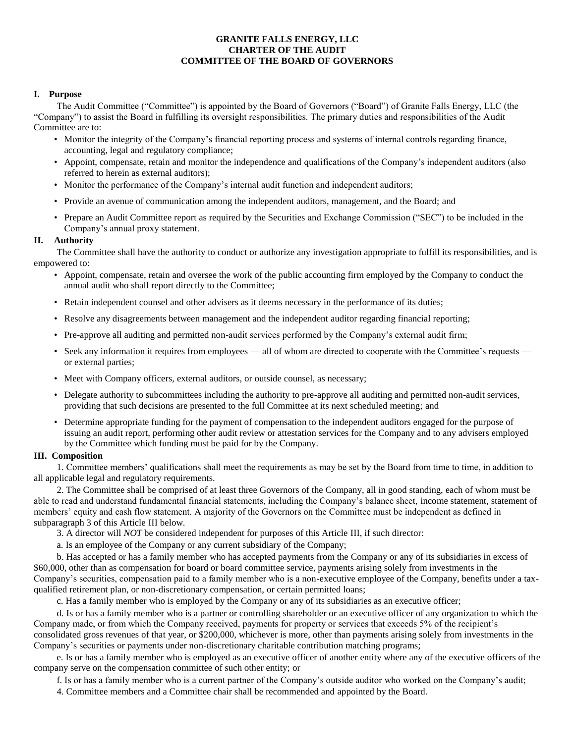# GRANITE FALLS ENERGY, LLC
# CHARTER OF THE AUDIT
# COMMITTEE OF THE BOARD OF GOVERNORS

## I. Purpose

The Audit Committee ("Committee") is appointed by the Board of Governors ("Board") of Granite Falls Energy, LLC (the "Company") to assist the Board in fulfilling its oversight responsibilities. The primary duties and responsibilities of the Audit Committee are to:

- Monitor the integrity of the Company's financial reporting process and systems of internal controls regarding finance, accounting, legal and regulatory compliance;
- Appoint, compensate, retain and monitor the independence and qualifications of the Company's independent auditors (also referred to herein as external auditors);
- Monitor the performance of the Company's internal audit function and independent auditors;
- Provide an avenue of communication among the independent auditors, management, and the Board; and
- Prepare an Audit Committee report as required by the Securities and Exchange Commission ("SEC") to be included in the Company's annual proxy statement.

## II. Authority

The Committee shall have the authority to conduct or authorize any investigation appropriate to fulfill its responsibilities, and is empowered to:

- Appoint, compensate, retain and oversee the work of the public accounting firm employed by the Company to conduct the annual audit who shall report directly to the Committee;
- Retain independent counsel and other advisers as it deems necessary in the performance of its duties;
- Resolve any disagreements between management and the independent auditor regarding financial reporting;
- Pre-approve all auditing and permitted non-audit services performed by the Company's external audit firm;
- Seek any information it requires from employees — all of whom are directed to cooperate with the Committee's requests — or external parties;
- Meet with Company officers, external auditors, or outside counsel, as necessary;
- Delegate authority to subcommittees including the authority to pre-approve all auditing and permitted non-audit services, providing that such decisions are presented to the full Committee at its next scheduled meeting; and
- Determine appropriate funding for the payment of compensation to the independent auditors engaged for the purpose of issuing an audit report, performing other audit review or attestation services for the Company and to any advisers employed by the Committee which funding must be paid for by the Company.

## III. Composition

1. Committee members' qualifications shall meet the requirements as may be set by the Board from time to time, in addition to all applicable legal and regulatory requirements.

2. The Committee shall be comprised of at least three Governors of the Company, all in good standing, each of whom must be able to read and understand fundamental financial statements, including the Company's balance sheet, income statement, statement of members' equity and cash flow statement. A majority of the Governors on the Committee must be independent as defined in subparagraph 3 of this Article III below.

3. A director will *NOT* be considered independent for purposes of this Article III, if such director:

a. Is an employee of the Company or any current subsidiary of the Company;

b. Has accepted or has a family member who has accepted payments from the Company or any of its subsidiaries in excess of $60,000, other than as compensation for board or board committee service, payments arising solely from investments in the Company's securities, compensation paid to a family member who is a non-executive employee of the Company, benefits under a tax-qualified retirement plan, or non-discretionary compensation, or certain permitted loans;

c. Has a family member who is employed by the Company or any of its subsidiaries as an executive officer;

d. Is or has a family member who is a partner or controlling shareholder or an executive officer of any organization to which the Company made, or from which the Company received, payments for property or services that exceeds 5% of the recipient's consolidated gross revenues of that year, or $200,000, whichever is more, other than payments arising solely from investments in the Company's securities or payments under non-discretionary charitable contribution matching programs;

e. Is or has a family member who is employed as an executive officer of another entity where any of the executive officers of the company serve on the compensation committee of such other entity; or

f. Is or has a family member who is a current partner of the Company's outside auditor who worked on the Company's audit;

4. Committee members and a Committee chair shall be recommended and appointed by the Board.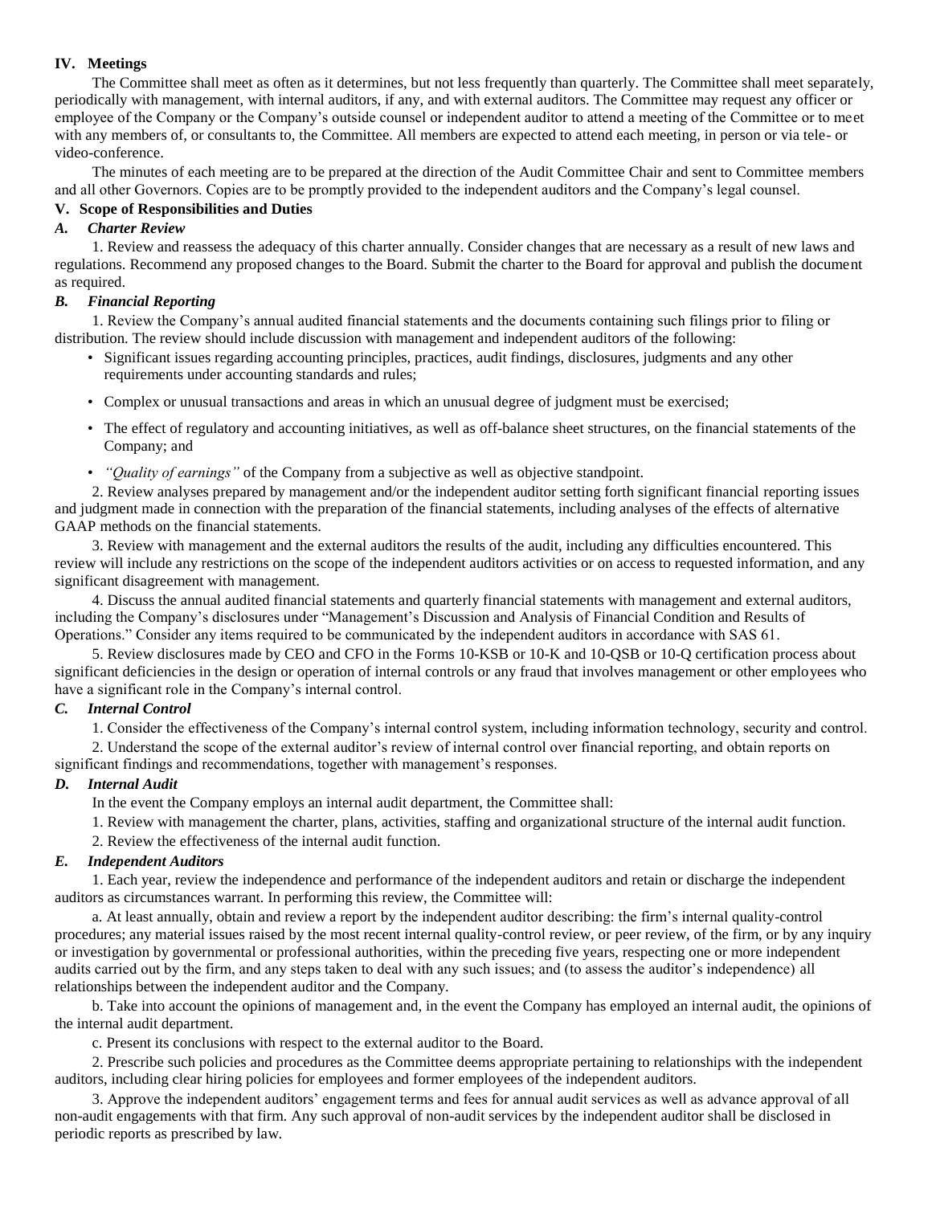## IV. Meetings

The Committee shall meet as often as it determines, but not less frequently than quarterly. The Committee shall meet separately, periodically with management, with internal auditors, if any, and with external auditors. The Committee may request any officer or employee of the Company or the Company's outside counsel or independent auditor to attend a meeting of the Committee or to meet with any members of, or consultants to, the Committee. All members are expected to attend each meeting, in person or via tele- or video-conference.

The minutes of each meeting are to be prepared at the direction of the Audit Committee Chair and sent to Committee members and all other Governors. Copies are to be promptly provided to the independent auditors and the Company's legal counsel.

## V. Scope of Responsibilities and Duties

### *A. Charter Review*

1. Review and reassess the adequacy of this charter annually. Consider changes that are necessary as a result of new laws and regulations. Recommend any proposed changes to the Board. Submit the charter to the Board for approval and publish the document as required.

### *B. Financial Reporting*

1. Review the Company's annual audited financial statements and the documents containing such filings prior to filing or distribution. The review should include discussion with management and independent auditors of the following:

- Significant issues regarding accounting principles, practices, audit findings, disclosures, judgments and any other requirements under accounting standards and rules;
- Complex or unusual transactions and areas in which an unusual degree of judgment must be exercised;
- The effect of regulatory and accounting initiatives, as well as off-balance sheet structures, on the financial statements of the Company; and
- *"Quality of earnings"* of the Company from a subjective as well as objective standpoint.

2. Review analyses prepared by management and/or the independent auditor setting forth significant financial reporting issues and judgment made in connection with the preparation of the financial statements, including analyses of the effects of alternative GAAP methods on the financial statements.

3. Review with management and the external auditors the results of the audit, including any difficulties encountered. This review will include any restrictions on the scope of the independent auditors activities or on access to requested information, and any significant disagreement with management.

4. Discuss the annual audited financial statements and quarterly financial statements with management and external auditors, including the Company's disclosures under "Management's Discussion and Analysis of Financial Condition and Results of Operations." Consider any items required to be communicated by the independent auditors in accordance with SAS 61.

5. Review disclosures made by CEO and CFO in the Forms 10-KSB or 10-K and 10-QSB or 10-Q certification process about significant deficiencies in the design or operation of internal controls or any fraud that involves management or other employees who have a significant role in the Company's internal control.

### *C. Internal Control*

1. Consider the effectiveness of the Company's internal control system, including information technology, security and control.

2. Understand the scope of the external auditor's review of internal control over financial reporting, and obtain reports on significant findings and recommendations, together with management's responses.

### *D. Internal Audit*

In the event the Company employs an internal audit department, the Committee shall:

1. Review with management the charter, plans, activities, staffing and organizational structure of the internal audit function.

2. Review the effectiveness of the internal audit function.

### *E. Independent Auditors*

1. Each year, review the independence and performance of the independent auditors and retain or discharge the independent auditors as circumstances warrant. In performing this review, the Committee will:

a. At least annually, obtain and review a report by the independent auditor describing: the firm's internal quality-control procedures; any material issues raised by the most recent internal quality-control review, or peer review, of the firm, or by any inquiry or investigation by governmental or professional authorities, within the preceding five years, respecting one or more independent audits carried out by the firm, and any steps taken to deal with any such issues; and (to assess the auditor's independence) all relationships between the independent auditor and the Company.

b. Take into account the opinions of management and, in the event the Company has employed an internal audit, the opinions of the internal audit department.

c. Present its conclusions with respect to the external auditor to the Board.

2. Prescribe such policies and procedures as the Committee deems appropriate pertaining to relationships with the independent auditors, including clear hiring policies for employees and former employees of the independent auditors.

3. Approve the independent auditors' engagement terms and fees for annual audit services as well as advance approval of all non-audit engagements with that firm. Any such approval of non-audit services by the independent auditor shall be disclosed in periodic reports as prescribed by law.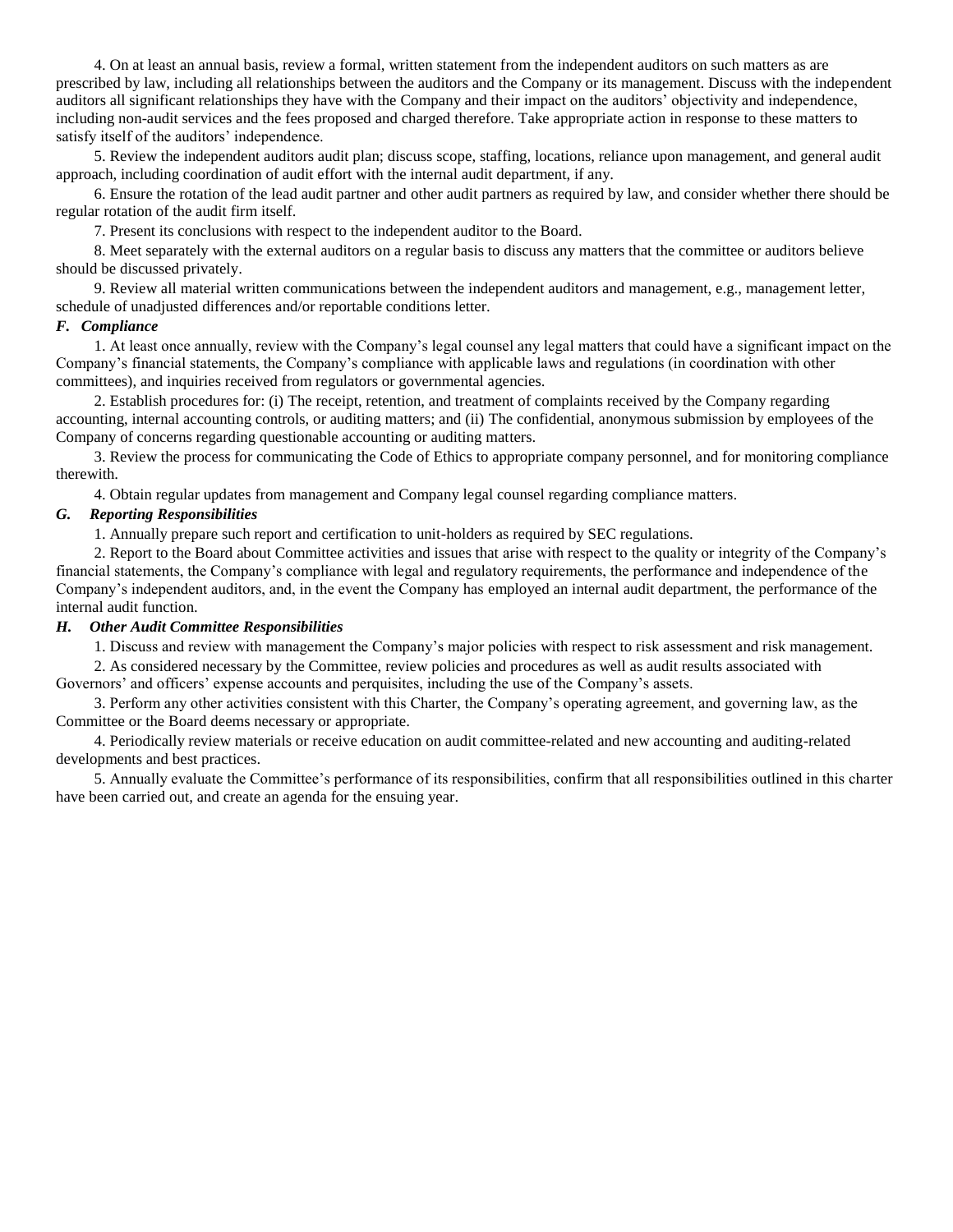4. On at least an annual basis, review a formal, written statement from the independent auditors on such matters as are prescribed by law, including all relationships between the auditors and the Company or its management. Discuss with the independent auditors all significant relationships they have with the Company and their impact on the auditors' objectivity and independence, including non-audit services and the fees proposed and charged therefore. Take appropriate action in response to these matters to satisfy itself of the auditors' independence.

5. Review the independent auditors audit plan; discuss scope, staffing, locations, reliance upon management, and general audit approach, including coordination of audit effort with the internal audit department, if any.

6. Ensure the rotation of the lead audit partner and other audit partners as required by law, and consider whether there should be regular rotation of the audit firm itself.

7. Present its conclusions with respect to the independent auditor to the Board.

8. Meet separately with the external auditors on a regular basis to discuss any matters that the committee or auditors believe should be discussed privately.

9. Review all material written communications between the independent auditors and management, e.g., management letter, schedule of unadjusted differences and/or reportable conditions letter.

### *F. Compliance*

1. At least once annually, review with the Company's legal counsel any legal matters that could have a significant impact on the Company's financial statements, the Company's compliance with applicable laws and regulations (in coordination with other committees), and inquiries received from regulators or governmental agencies.

2. Establish procedures for: (i) The receipt, retention, and treatment of complaints received by the Company regarding accounting, internal accounting controls, or auditing matters; and (ii) The confidential, anonymous submission by employees of the Company of concerns regarding questionable accounting or auditing matters.

3. Review the process for communicating the Code of Ethics to appropriate company personnel, and for monitoring compliance therewith.

4. Obtain regular updates from management and Company legal counsel regarding compliance matters.

### *G. Reporting Responsibilities*

1. Annually prepare such report and certification to unit-holders as required by SEC regulations.

2. Report to the Board about Committee activities and issues that arise with respect to the quality or integrity of the Company's financial statements, the Company's compliance with legal and regulatory requirements, the performance and independence of the Company's independent auditors, and, in the event the Company has employed an internal audit department, the performance of the internal audit function.

### *H. Other Audit Committee Responsibilities*

1. Discuss and review with management the Company's major policies with respect to risk assessment and risk management.

2. As considered necessary by the Committee, review policies and procedures as well as audit results associated with Governors' and officers' expense accounts and perquisites, including the use of the Company's assets.

3. Perform any other activities consistent with this Charter, the Company's operating agreement, and governing law, as the Committee or the Board deems necessary or appropriate.

4. Periodically review materials or receive education on audit committee-related and new accounting and auditing-related developments and best practices.

5. Annually evaluate the Committee's performance of its responsibilities, confirm that all responsibilities outlined in this charter have been carried out, and create an agenda for the ensuing year.